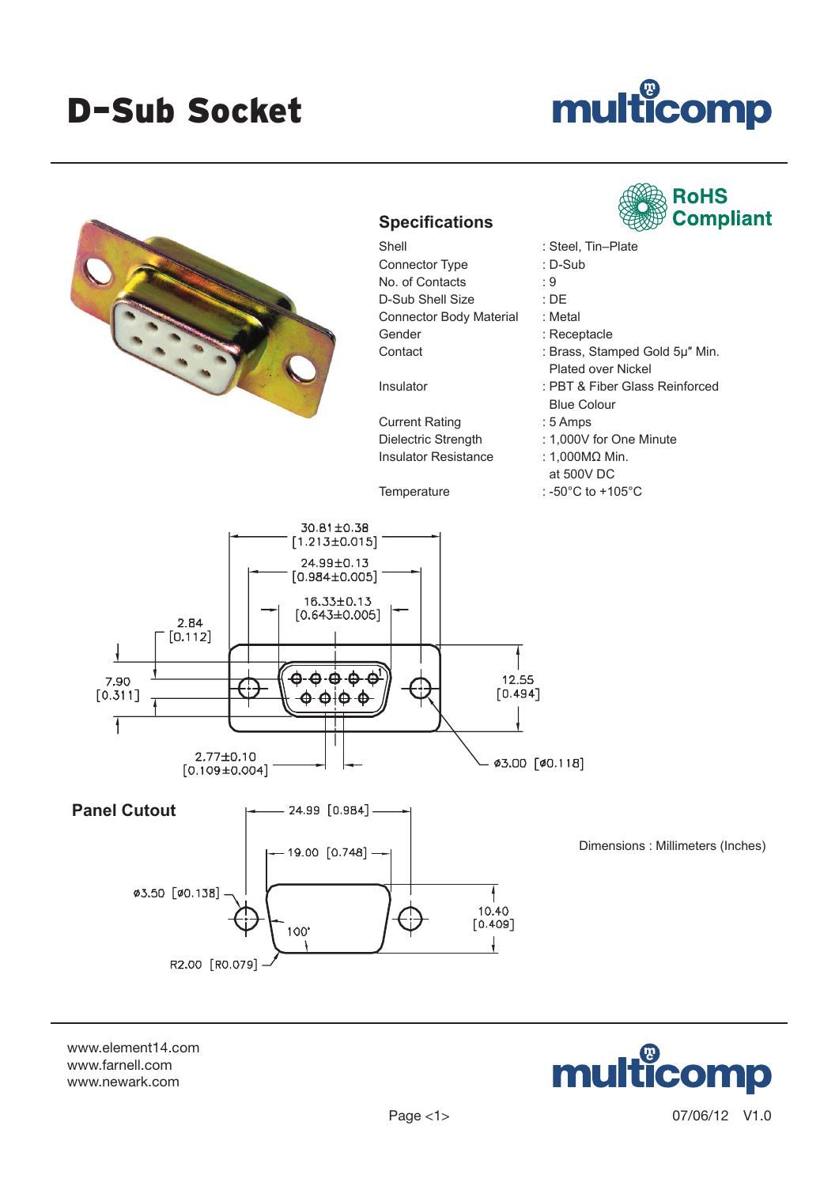# D-Sub Socket

## Specifications

RoHS Compliant

| | |
|---|---|
| Shell | : Steel, Tin–Plate |
| Connector Type | : D-Sub |
| No. of Contacts | : 9 |
| D-Sub Shell Size | : DE |
| Connector Body Material | : Metal |
| Gender | : Receptacle |
| Contact | : Brass, Stamped Gold 5μ″ Min. Plated over Nickel |
| Insulator | : PBT & Fiber Glass Reinforced Blue Colour |
| Current Rating | : 5 Amps |
| Dielectric Strength | : 1,000V for One Minute |
| Insulator Resistance | : 1,000MΩ Min. at 500V DC |
| Temperature | : -50°C to +105°C |

30.81±0.38 [1.213±0.015]

24.99±0.13 [0.984±0.005]

16.33±0.13 [0.643±0.005]

2.84 [0.112]

7.90 [0.311]

12.55 [0.494]

2.77±0.10 [0.109±0.004]

ø3.00 [ø0.118]

## Panel Cutout

24.99 [0.984]

19.00 [0.748]

ø3.50 [ø0.138]

10.40 [0.409]

100°

R2.00 [R0.079]

Dimensions : Millimeters (Inches)

www.element14.com
www.farnell.com
www.newark.com

07/06/12 V1.0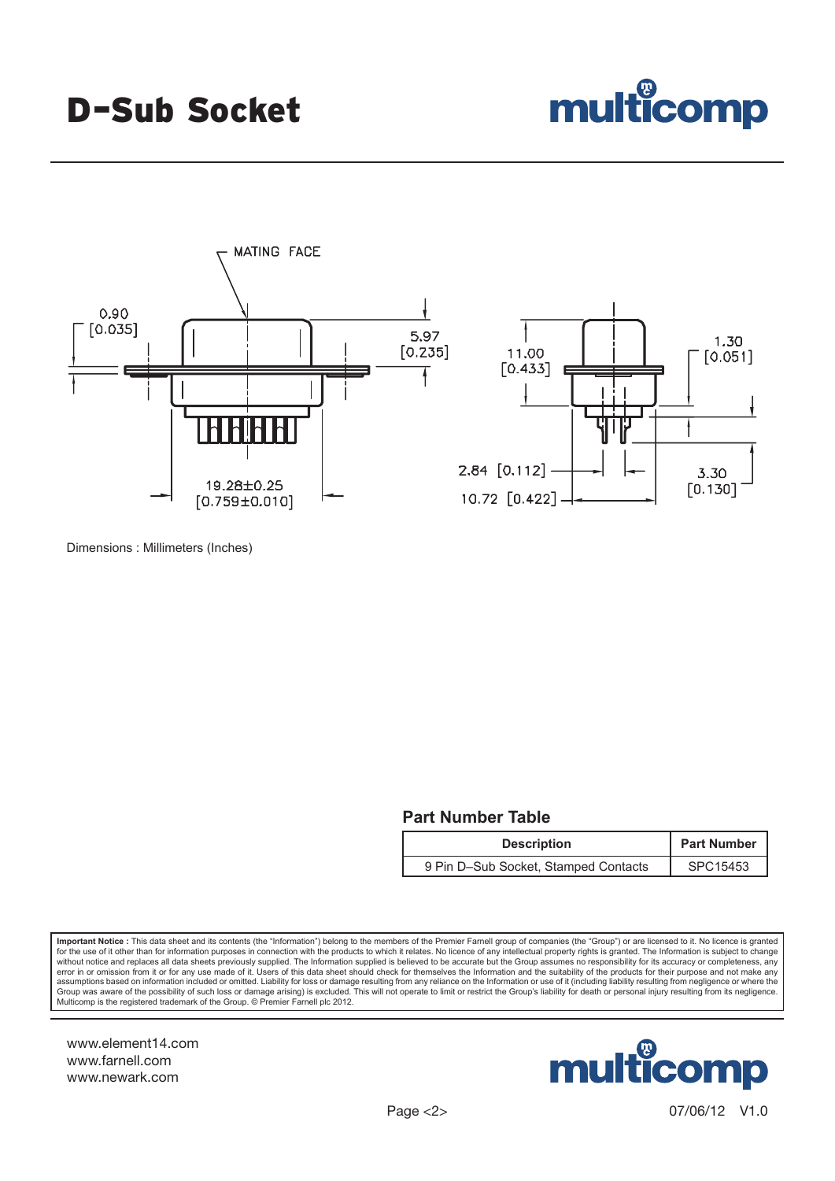# D-Sub Socket

MATING FACE

0.90
[0.035]

5.97
[0.235]

11.00
[0.433]

1.30
[0.051]

2.84 [0.112]

3.30
[0.130]

10.72 [0.422]

19.28±0.25
[0.759±0.010]

Dimensions : Millimeters (Inches)

## Part Number Table

| Description | Part Number |
|---|---|
| 9 Pin D–Sub Socket, Stamped Contacts | SPC15453 |

**Important Notice :** This data sheet and its contents (the "Information") belong to the members of the Premier Farnell group of companies (the "Group") or are licensed to it. No licence is granted for the use of it other than for information purposes in connection with the products to which it relates. No licence of any intellectual property rights is granted. The Information is subject to change without notice and replaces all data sheets previously supplied. The Information supplied is believed to be accurate but the Group assumes no responsibility for its accuracy or completeness, any error in or omission from it or for any use made of it. Users of this data sheet should check for themselves the Information and the suitability of the products for their purpose and not make any assumptions based on information included or omitted. Liability for loss or damage resulting from any reliance on the Information or use of it (including liability resulting from negligence or where the Group was aware of the possibility of such loss or damage arising) is excluded. This will not operate to limit or restrict the Group's liability for death or personal injury resulting from its negligence. Multicomp is the registered trademark of the Group. © Premier Farnell plc 2012.

www.element14.com
www.farnell.com
www.newark.com

07/06/12 V1.0